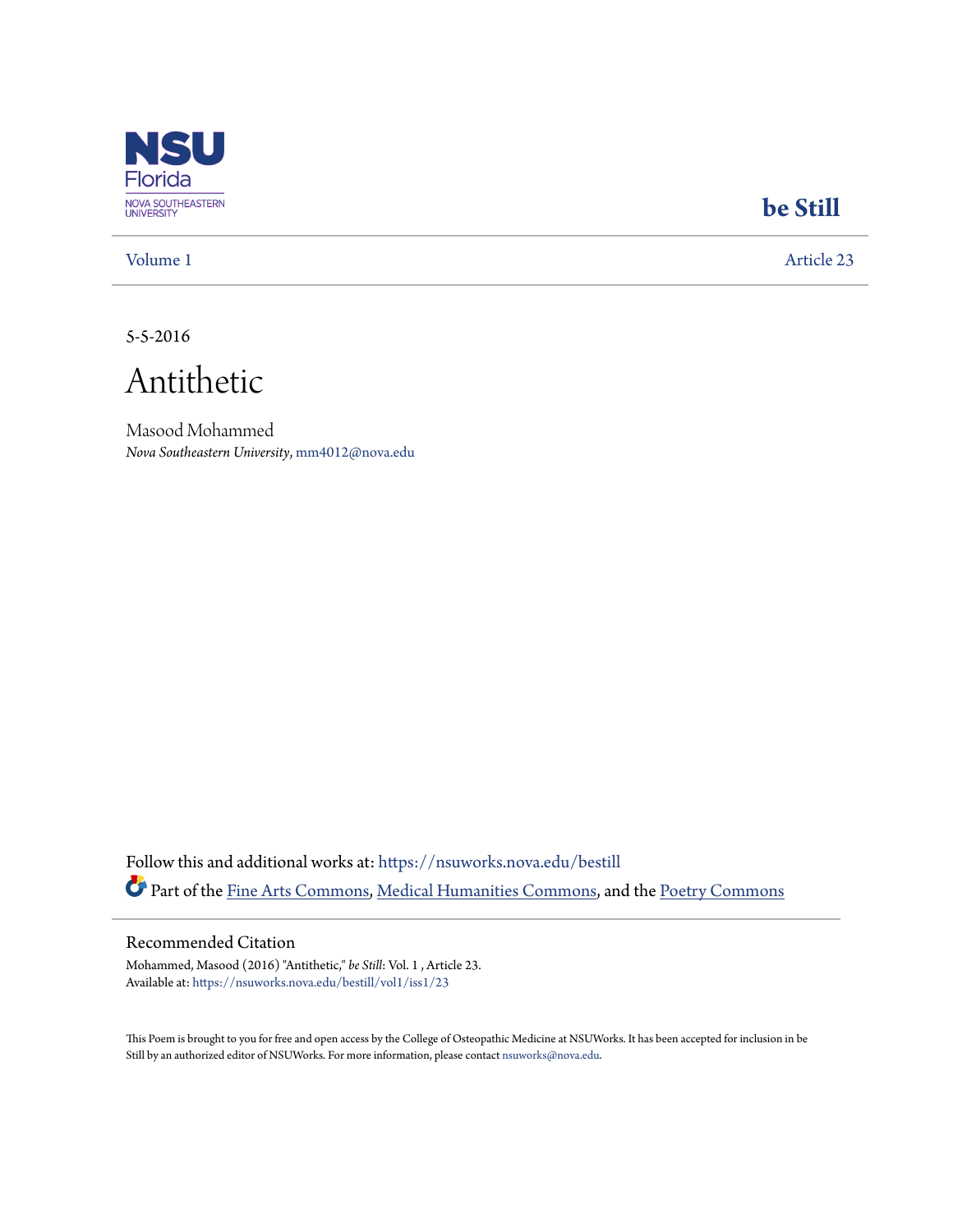NSU Florida
NOVA SOUTHEASTERN UNIVERSITY

**be Still**

Volume 1 | Article 23

5-5-2016

# Antithetic

Masood Mohammed
*Nova Southeastern University*, mm4012@nova.edu

Follow this and additional works at: https://nsuworks.nova.edu/bestill

Part of the Fine Arts Commons, Medical Humanities Commons, and the Poetry Commons

## Recommended Citation

Mohammed, Masood (2016) "Antithetic," *be Still*: Vol. 1 , Article 23.
Available at: https://nsuworks.nova.edu/bestill/vol1/iss1/23

This Poem is brought to you for free and open access by the College of Osteopathic Medicine at NSUWorks. It has been accepted for inclusion in be Still by an authorized editor of NSUWorks. For more information, please contact nsuworks@nova.edu.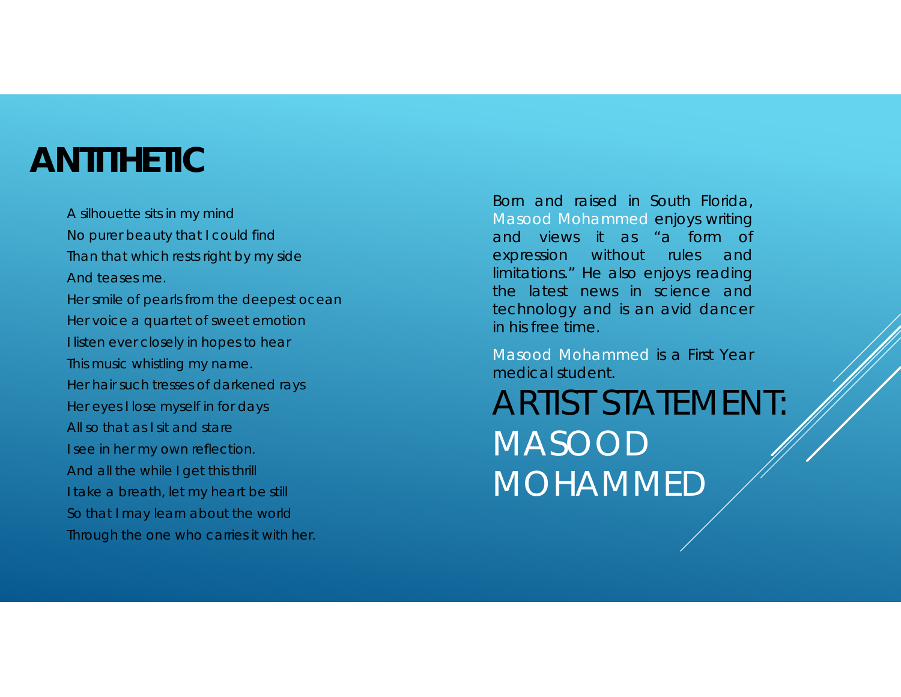# ANTITHETIC

A silhouette sits in my mind
No purer beauty that I could find
Than that which rests right by my side
And teases me.
Her smile of pearls from the deepest ocean
Her voice a quartet of sweet emotion
I listen ever closely in hopes to hear
This music whistling my name.
Her hair such tresses of darkened rays
Her eyes I lose myself in for days
All so that as I sit and stare
I see in her my own reflection.
And all the while I get this thrill
I take a breath, let my heart be still
So that I may learn about the world
Through the one who carries it with her.

Born and raised in South Florida, Masood Mohammed enjoys writing and views it as "a form of expression without rules and limitations." He also enjoys reading the latest news in science and technology and is an avid dancer in his free time.

Masood Mohammed is a First Year medical student.

## ARTIST STATEMENT: MASOOD MOHAMMED